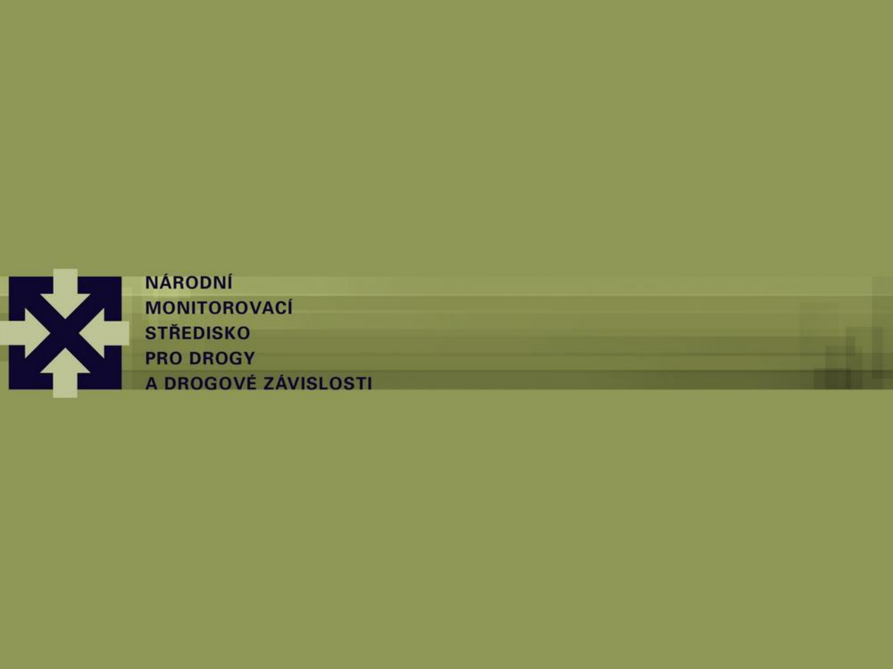NÁRODNÍ
MONITOROVACÍ
STŘEDISKO
PRO DROGY
A DROGOVÉ ZÁVISLOSTI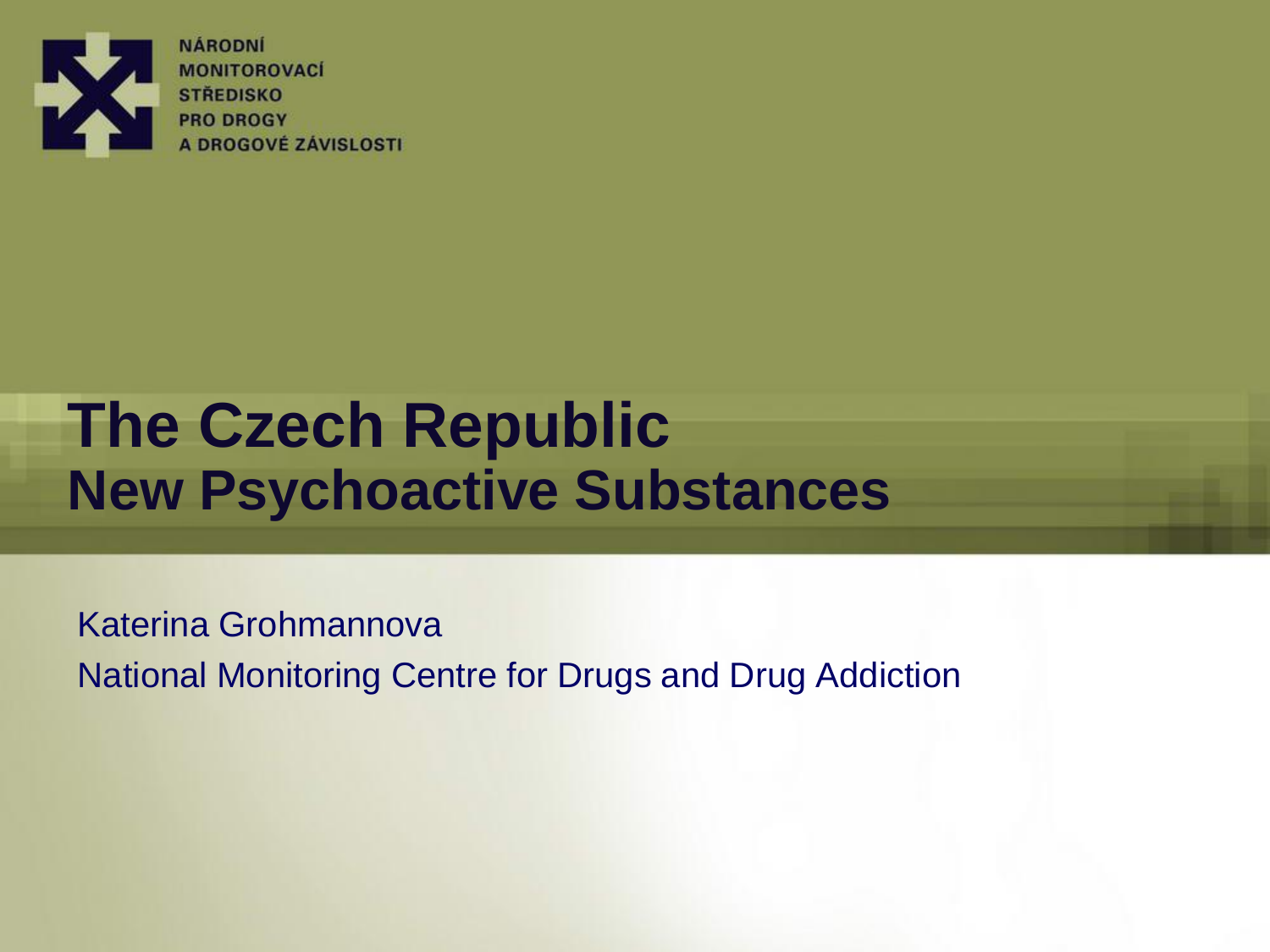NÁRODNÍ MONITOROVACÍ STŘEDISKO PRO DROGY A DROGOVÉ ZÁVISLOSTI

# The Czech Republic
## New Psychoactive Substances

Katerina Grohmannova

National Monitoring Centre for Drugs and Drug Addiction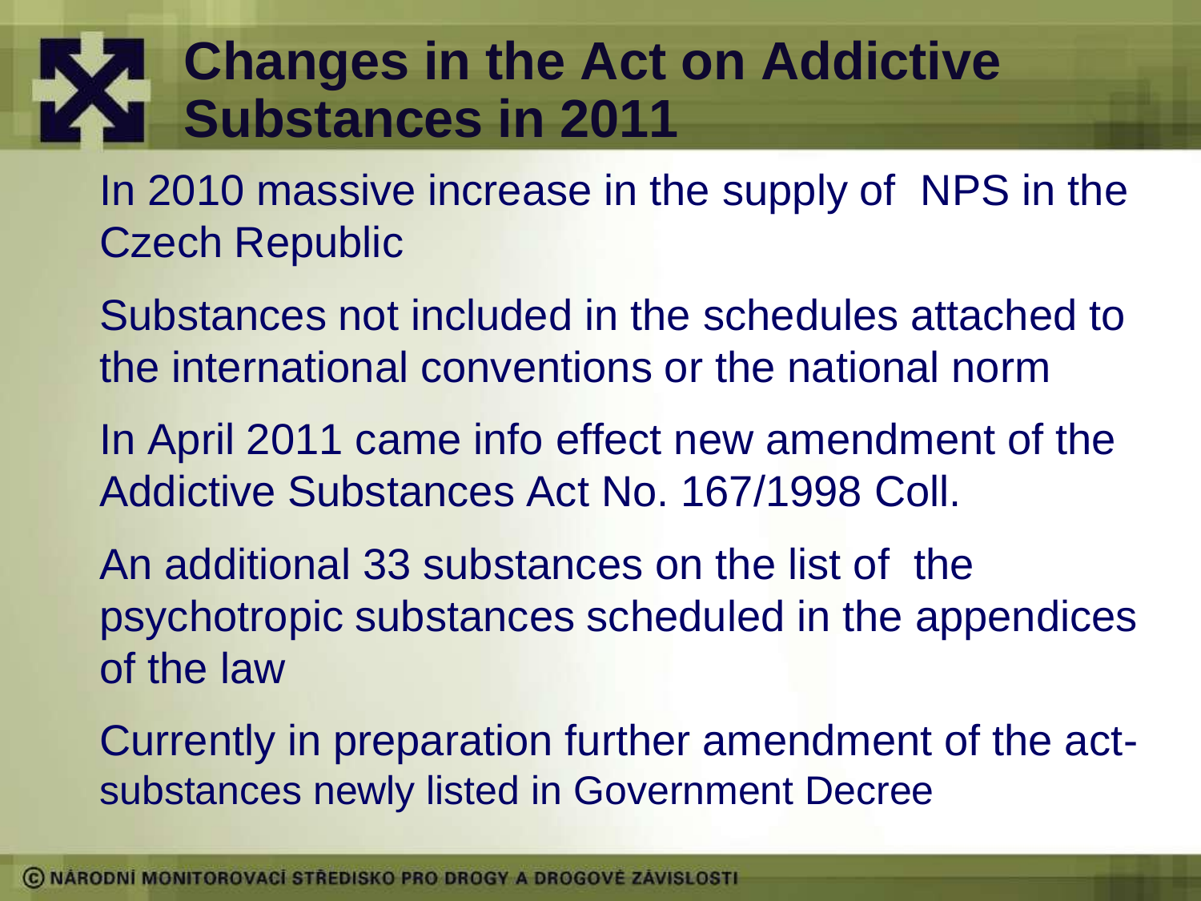# Changes in the Act on Addictive Substances in 2011

In 2010 massive increase in the supply of NPS in the Czech Republic

Substances not included in the schedules attached to the international conventions or the national norm

In April 2011 came info effect new amendment of the Addictive Substances Act No. 167/1998 Coll.

An additional 33 substances on the list of the psychotropic substances scheduled in the appendices of the law

Currently in preparation further amendment of the act-substances newly listed in Government Decree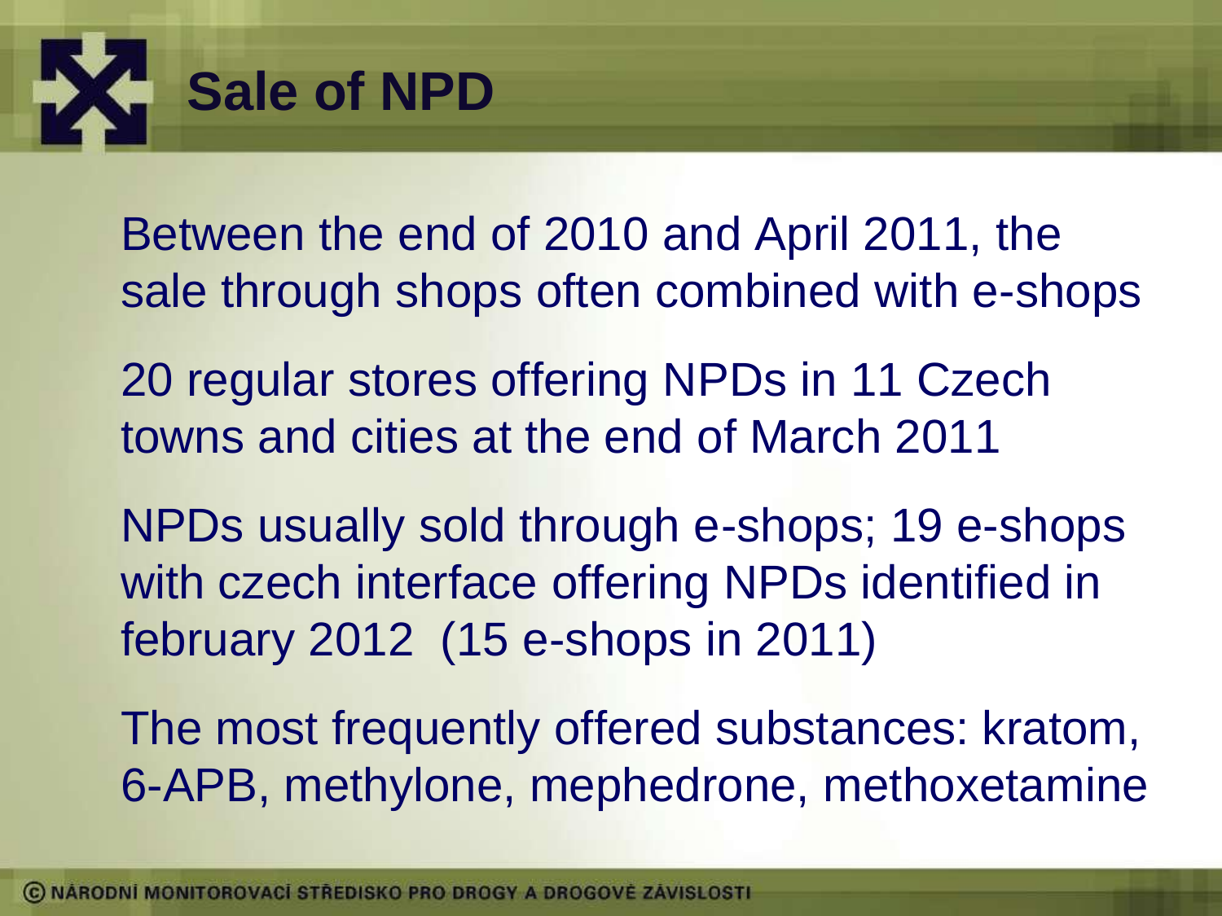# Sale of NPD

Between the end of 2010 and April 2011, the sale through shops often combined with e-shops

20 regular stores offering NPDs in 11 Czech towns and cities at the end of March 2011

NPDs usually sold through e-shops; 19 e-shops with czech interface offering NPDs identified in february 2012 (15 e-shops in 2011)

The most frequently offered substances: kratom, 6-APB, methylone, mephedrone, methoxetamine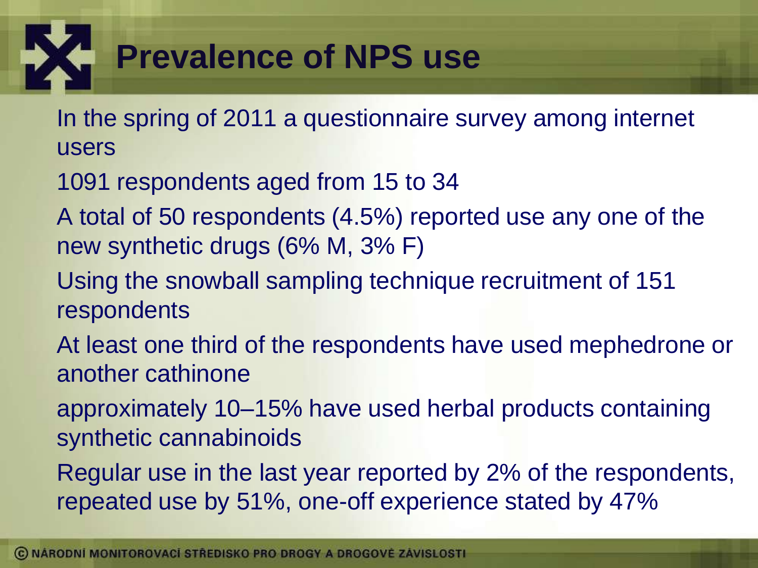# Prevalence of NPS use

- In the spring of 2011 a questionnaire survey among internet users
- 1091 respondents aged from 15 to 34
- A total of 50 respondents (4.5%) reported use any one of the new synthetic drugs (6% M, 3% F)
- Using the snowball sampling technique recruitment of 151 respondents
- At least one third of the respondents have used mephedrone or another cathinone
- approximately 10–15% have used herbal products containing synthetic cannabinoids
- Regular use in the last year reported by 2% of the respondents, repeated use by 51%, one-off experience stated by 47%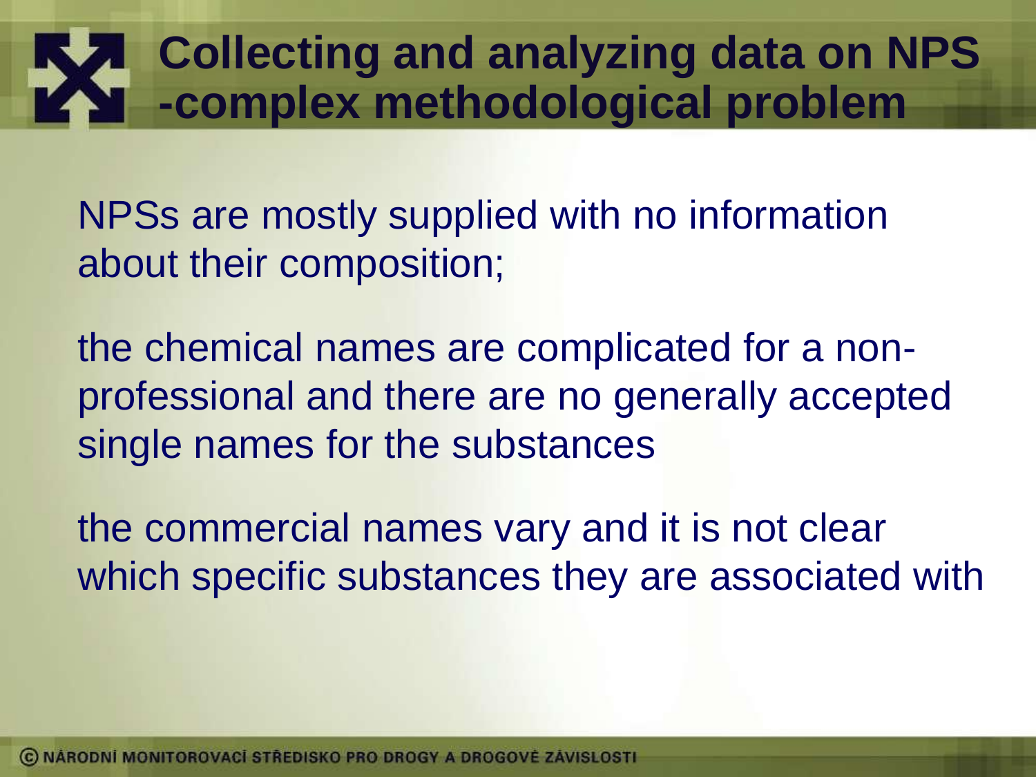# Collecting and analyzing data on NPS -complex methodological problem

NPSs are mostly supplied with no information about their composition;

the chemical names are complicated for a non-professional and there are no generally accepted single names for the substances

the commercial names vary and it is not clear which specific substances they are associated with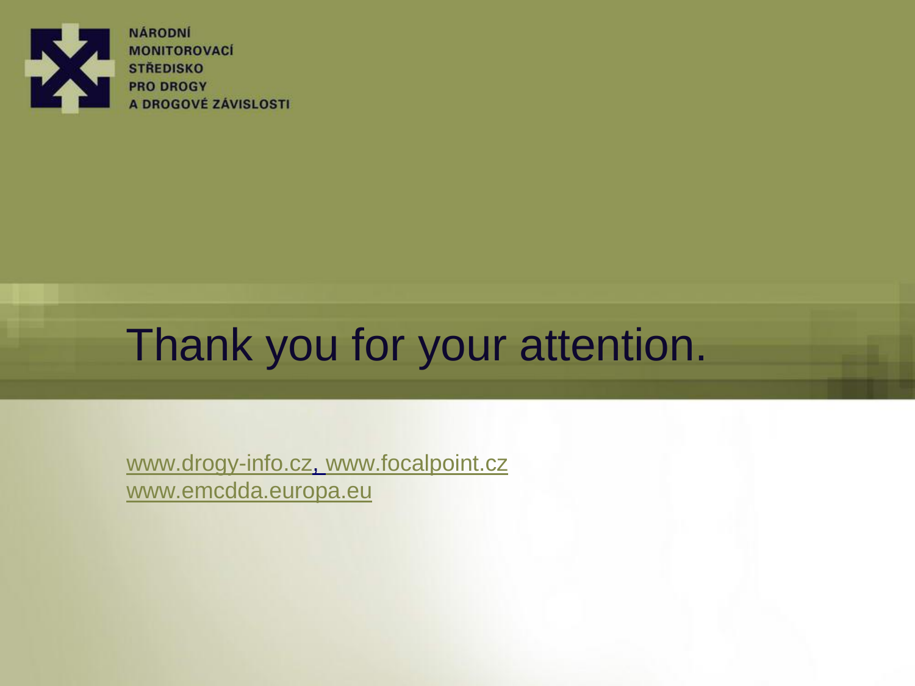NÁRODNÍ
MONITOROVACÍ
STŘEDISKO
PRO DROGY
A DROGOVÉ ZÁVISLOSTI

# Thank you for your attention.

www.drogy-info.cz, www.focalpoint.cz
www.emcdda.europa.eu